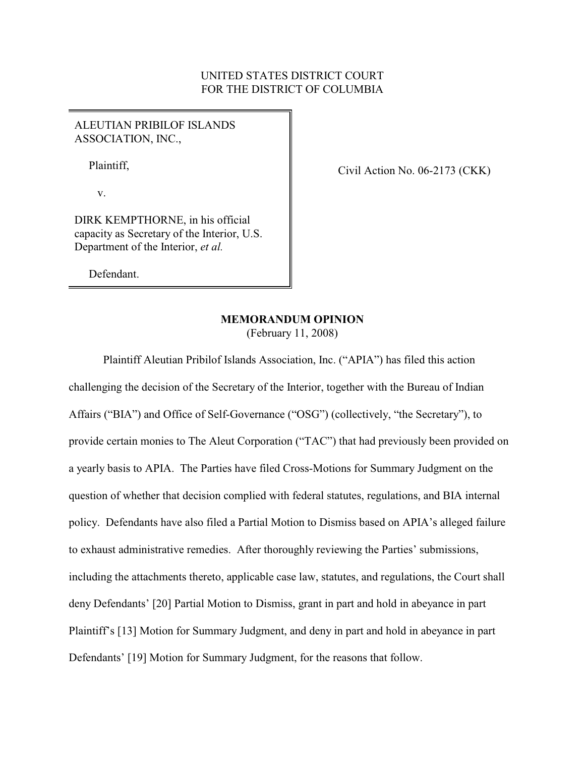UNITED STATES DISTRICT COURT
FOR THE DISTRICT OF COLUMBIA

ALEUTIAN PRIBILOF ISLANDS ASSOCIATION, INC.,

Plaintiff,

v.

DIRK KEMPTHORNE, in his official capacity as Secretary of the Interior, U.S. Department of the Interior, *et al.*

Defendant.

Civil Action No. 06-2173 (CKK)

**MEMORANDUM OPINION**
(February 11, 2008)

Plaintiff Aleutian Pribilof Islands Association, Inc. ("APIA") has filed this action challenging the decision of the Secretary of the Interior, together with the Bureau of Indian Affairs ("BIA") and Office of Self-Governance ("OSG") (collectively, "the Secretary"), to provide certain monies to The Aleut Corporation ("TAC") that had previously been provided on a yearly basis to APIA. The Parties have filed Cross-Motions for Summary Judgment on the question of whether that decision complied with federal statutes, regulations, and BIA internal policy. Defendants have also filed a Partial Motion to Dismiss based on APIA's alleged failure to exhaust administrative remedies. After thoroughly reviewing the Parties' submissions, including the attachments thereto, applicable case law, statutes, and regulations, the Court shall deny Defendants' [20] Partial Motion to Dismiss, grant in part and hold in abeyance in part Plaintiff's [13] Motion for Summary Judgment, and deny in part and hold in abeyance in part Defendants' [19] Motion for Summary Judgment, for the reasons that follow.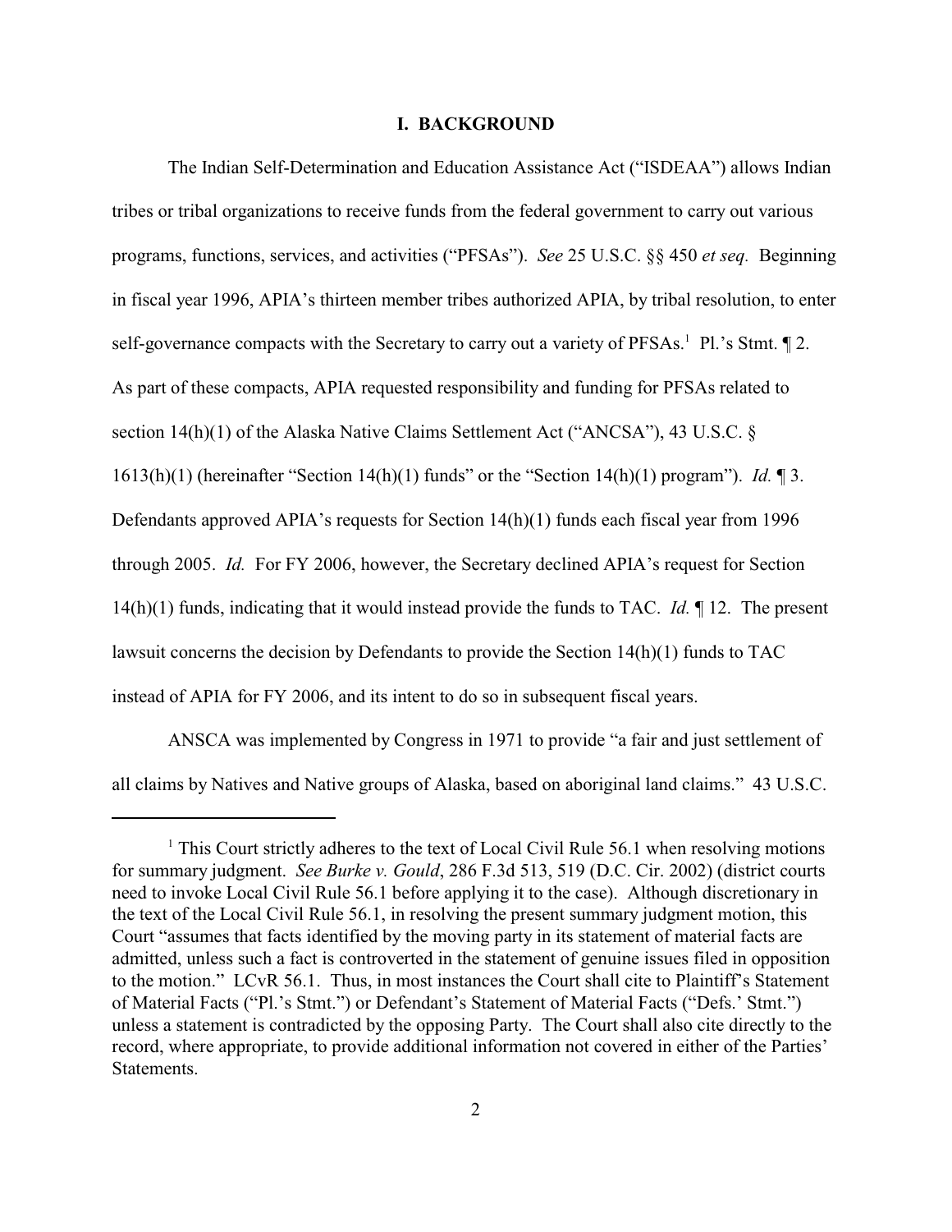## I. BACKGROUND

The Indian Self-Determination and Education Assistance Act ("ISDEAA") allows Indian tribes or tribal organizations to receive funds from the federal government to carry out various programs, functions, services, and activities ("PFSAs"). *See* 25 U.S.C. §§ 450 *et seq.* Beginning in fiscal year 1996, APIA's thirteen member tribes authorized APIA, by tribal resolution, to enter self-governance compacts with the Secretary to carry out a variety of PFSAs.[1] Pl.'s Stmt. ¶ 2. As part of these compacts, APIA requested responsibility and funding for PFSAs related to section 14(h)(1) of the Alaska Native Claims Settlement Act ("ANCSA"), 43 U.S.C. § 1613(h)(1) (hereinafter "Section 14(h)(1) funds" or the "Section 14(h)(1) program"). *Id.* ¶ 3. Defendants approved APIA's requests for Section 14(h)(1) funds each fiscal year from 1996 through 2005. *Id.* For FY 2006, however, the Secretary declined APIA's request for Section 14(h)(1) funds, indicating that it would instead provide the funds to TAC. *Id.* ¶ 12. The present lawsuit concerns the decision by Defendants to provide the Section 14(h)(1) funds to TAC instead of APIA for FY 2006, and its intent to do so in subsequent fiscal years.

ANSCA was implemented by Congress in 1971 to provide "a fair and just settlement of all claims by Natives and Native groups of Alaska, based on aboriginal land claims." 43 U.S.C.

[1] This Court strictly adheres to the text of Local Civil Rule 56.1 when resolving motions for summary judgment. *See Burke v. Gould*, 286 F.3d 513, 519 (D.C. Cir. 2002) (district courts need to invoke Local Civil Rule 56.1 before applying it to the case). Although discretionary in the text of the Local Civil Rule 56.1, in resolving the present summary judgment motion, this Court "assumes that facts identified by the moving party in its statement of material facts are admitted, unless such a fact is controverted in the statement of genuine issues filed in opposition to the motion." LCvR 56.1. Thus, in most instances the Court shall cite to Plaintiff's Statement of Material Facts ("Pl.'s Stmt.") or Defendant's Statement of Material Facts ("Defs.' Stmt.") unless a statement is contradicted by the opposing Party. The Court shall also cite directly to the record, where appropriate, to provide additional information not covered in either of the Parties' Statements.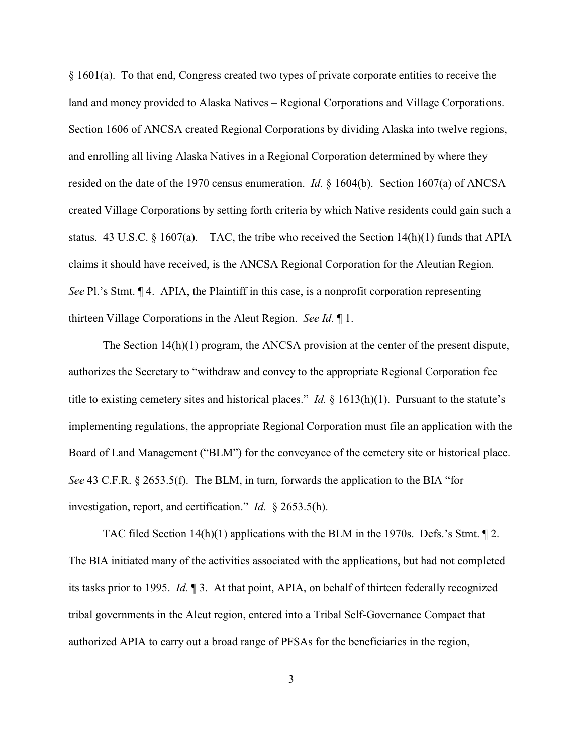§ 1601(a). To that end, Congress created two types of private corporate entities to receive the land and money provided to Alaska Natives – Regional Corporations and Village Corporations. Section 1606 of ANCSA created Regional Corporations by dividing Alaska into twelve regions, and enrolling all living Alaska Natives in a Regional Corporation determined by where they resided on the date of the 1970 census enumeration. *Id.* § 1604(b). Section 1607(a) of ANCSA created Village Corporations by setting forth criteria by which Native residents could gain such a status. 43 U.S.C. § 1607(a). TAC, the tribe who received the Section 14(h)(1) funds that APIA claims it should have received, is the ANCSA Regional Corporation for the Aleutian Region. *See* Pl.'s Stmt. ¶ 4. APIA, the Plaintiff in this case, is a nonprofit corporation representing thirteen Village Corporations in the Aleut Region. *See Id.* ¶ 1.

The Section 14(h)(1) program, the ANCSA provision at the center of the present dispute, authorizes the Secretary to "withdraw and convey to the appropriate Regional Corporation fee title to existing cemetery sites and historical places." *Id.* § 1613(h)(1). Pursuant to the statute's implementing regulations, the appropriate Regional Corporation must file an application with the Board of Land Management ("BLM") for the conveyance of the cemetery site or historical place. *See* 43 C.F.R. § 2653.5(f). The BLM, in turn, forwards the application to the BIA "for investigation, report, and certification." *Id.* § 2653.5(h).

TAC filed Section 14(h)(1) applications with the BLM in the 1970s. Defs.'s Stmt. ¶ 2. The BIA initiated many of the activities associated with the applications, but had not completed its tasks prior to 1995. *Id.* ¶ 3. At that point, APIA, on behalf of thirteen federally recognized tribal governments in the Aleut region, entered into a Tribal Self-Governance Compact that authorized APIA to carry out a broad range of PFSAs for the beneficiaries in the region,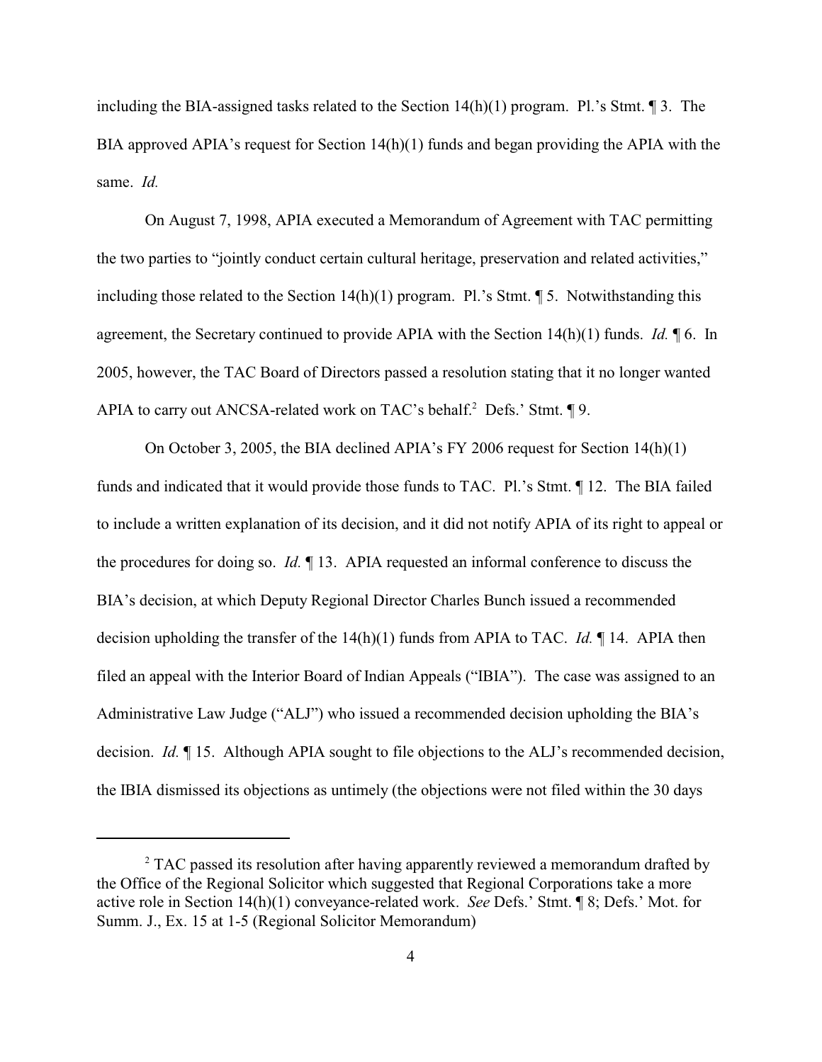including the BIA-assigned tasks related to the Section 14(h)(1) program. Pl.'s Stmt. ¶ 3. The BIA approved APIA's request for Section 14(h)(1) funds and began providing the APIA with the same. *Id.*

On August 7, 1998, APIA executed a Memorandum of Agreement with TAC permitting the two parties to "jointly conduct certain cultural heritage, preservation and related activities," including those related to the Section 14(h)(1) program. Pl.'s Stmt. ¶ 5. Notwithstanding this agreement, the Secretary continued to provide APIA with the Section 14(h)(1) funds. *Id.* ¶ 6. In 2005, however, the TAC Board of Directors passed a resolution stating that it no longer wanted APIA to carry out ANCSA-related work on TAC's behalf.[2] Defs.' Stmt. ¶ 9.

On October 3, 2005, the BIA declined APIA's FY 2006 request for Section 14(h)(1) funds and indicated that it would provide those funds to TAC. Pl.'s Stmt. ¶ 12. The BIA failed to include a written explanation of its decision, and it did not notify APIA of its right to appeal or the procedures for doing so. *Id.* ¶ 13. APIA requested an informal conference to discuss the BIA's decision, at which Deputy Regional Director Charles Bunch issued a recommended decision upholding the transfer of the 14(h)(1) funds from APIA to TAC. *Id.* ¶ 14. APIA then filed an appeal with the Interior Board of Indian Appeals ("IBIA"). The case was assigned to an Administrative Law Judge ("ALJ") who issued a recommended decision upholding the BIA's decision. *Id.* ¶ 15. Although APIA sought to file objections to the ALJ's recommended decision, the IBIA dismissed its objections as untimely (the objections were not filed within the 30 days

---

[2] TAC passed its resolution after having apparently reviewed a memorandum drafted by the Office of the Regional Solicitor which suggested that Regional Corporations take a more active role in Section 14(h)(1) conveyance-related work. *See* Defs.' Stmt. ¶ 8; Defs.' Mot. for Summ. J., Ex. 15 at 1-5 (Regional Solicitor Memorandum)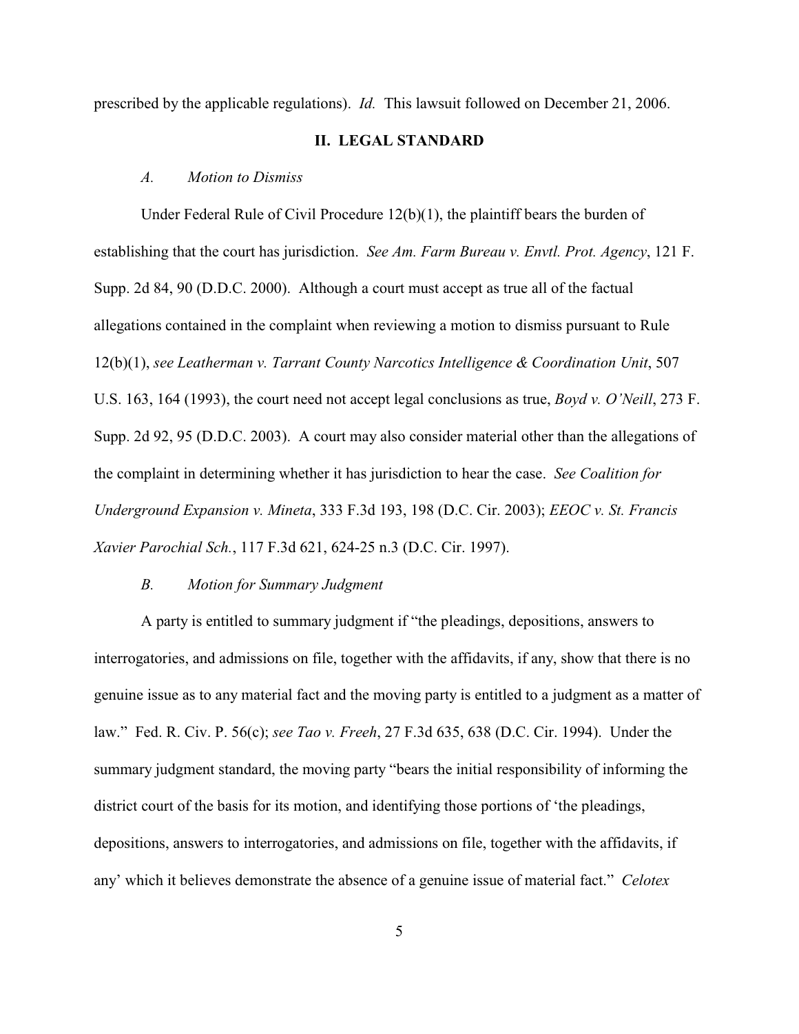prescribed by the applicable regulations). *Id.* This lawsuit followed on December 21, 2006.

## II. LEGAL STANDARD

### *A. Motion to Dismiss*

Under Federal Rule of Civil Procedure 12(b)(1), the plaintiff bears the burden of establishing that the court has jurisdiction. *See Am. Farm Bureau v. Envtl. Prot. Agency*, 121 F. Supp. 2d 84, 90 (D.D.C. 2000). Although a court must accept as true all of the factual allegations contained in the complaint when reviewing a motion to dismiss pursuant to Rule 12(b)(1), *see Leatherman v. Tarrant County Narcotics Intelligence & Coordination Unit*, 507 U.S. 163, 164 (1993), the court need not accept legal conclusions as true, *Boyd v. O'Neill*, 273 F. Supp. 2d 92, 95 (D.D.C. 2003). A court may also consider material other than the allegations of the complaint in determining whether it has jurisdiction to hear the case. *See Coalition for Underground Expansion v. Mineta*, 333 F.3d 193, 198 (D.C. Cir. 2003); *EEOC v. St. Francis Xavier Parochial Sch.*, 117 F.3d 621, 624-25 n.3 (D.C. Cir. 1997).

### *B. Motion for Summary Judgment*

A party is entitled to summary judgment if "the pleadings, depositions, answers to interrogatories, and admissions on file, together with the affidavits, if any, show that there is no genuine issue as to any material fact and the moving party is entitled to a judgment as a matter of law." Fed. R. Civ. P. 56(c); *see Tao v. Freeh*, 27 F.3d 635, 638 (D.C. Cir. 1994). Under the summary judgment standard, the moving party "bears the initial responsibility of informing the district court of the basis for its motion, and identifying those portions of 'the pleadings, depositions, answers to interrogatories, and admissions on file, together with the affidavits, if any' which it believes demonstrate the absence of a genuine issue of material fact." *Celotex*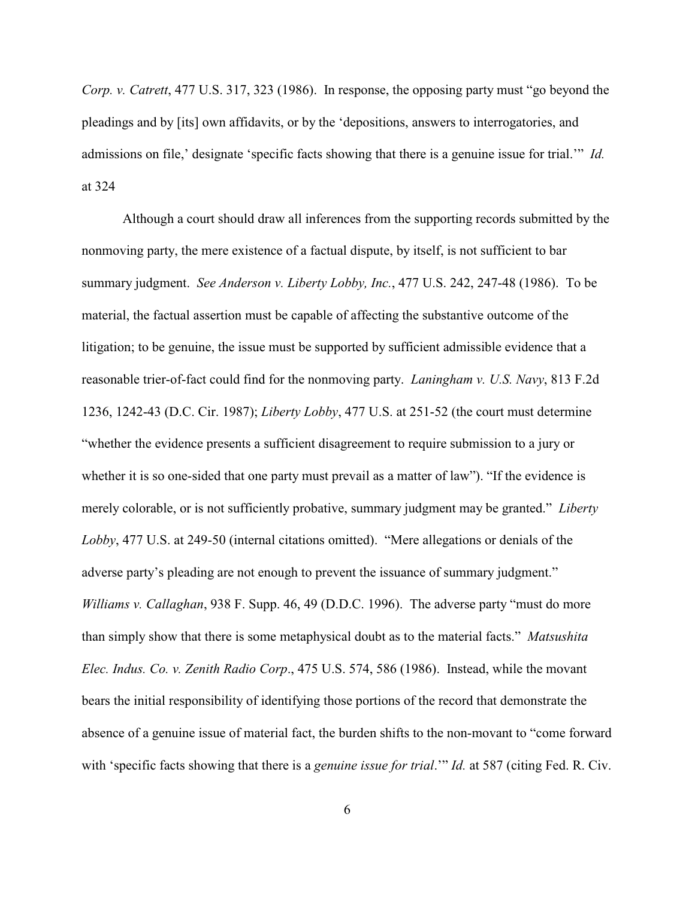*Corp. v. Catrett*, 477 U.S. 317, 323 (1986). In response, the opposing party must "go beyond the pleadings and by [its] own affidavits, or by the 'depositions, answers to interrogatories, and admissions on file,' designate 'specific facts showing that there is a genuine issue for trial.'" *Id.* at 324

Although a court should draw all inferences from the supporting records submitted by the nonmoving party, the mere existence of a factual dispute, by itself, is not sufficient to bar summary judgment. *See Anderson v. Liberty Lobby, Inc.*, 477 U.S. 242, 247-48 (1986). To be material, the factual assertion must be capable of affecting the substantive outcome of the litigation; to be genuine, the issue must be supported by sufficient admissible evidence that a reasonable trier-of-fact could find for the nonmoving party. *Laningham v. U.S. Navy*, 813 F.2d 1236, 1242-43 (D.C. Cir. 1987); *Liberty Lobby*, 477 U.S. at 251-52 (the court must determine "whether the evidence presents a sufficient disagreement to require submission to a jury or whether it is so one-sided that one party must prevail as a matter of law"). "If the evidence is merely colorable, or is not sufficiently probative, summary judgment may be granted." *Liberty Lobby*, 477 U.S. at 249-50 (internal citations omitted). "Mere allegations or denials of the adverse party's pleading are not enough to prevent the issuance of summary judgment." *Williams v. Callaghan*, 938 F. Supp. 46, 49 (D.D.C. 1996). The adverse party "must do more than simply show that there is some metaphysical doubt as to the material facts." *Matsushita Elec. Indus. Co. v. Zenith Radio Corp*., 475 U.S. 574, 586 (1986). Instead, while the movant bears the initial responsibility of identifying those portions of the record that demonstrate the absence of a genuine issue of material fact, the burden shifts to the non-movant to "come forward with 'specific facts showing that there is a *genuine issue for trial*.'" *Id.* at 587 (citing Fed. R. Civ.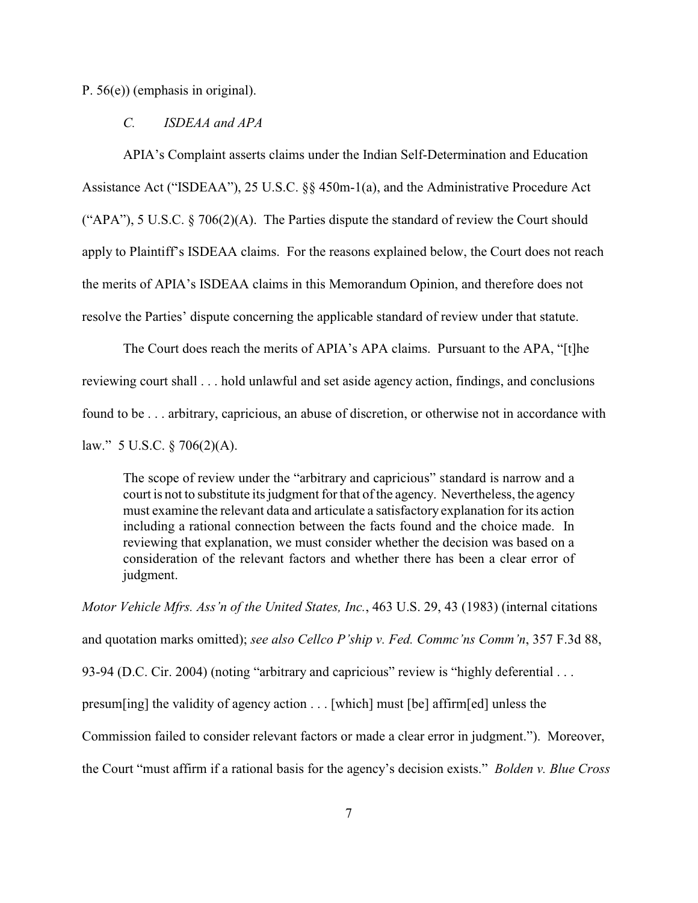P. 56(e)) (emphasis in original).

### *C. ISDEAA and APA*

APIA's Complaint asserts claims under the Indian Self-Determination and Education Assistance Act ("ISDEAA"), 25 U.S.C. §§ 450m-1(a), and the Administrative Procedure Act ("APA"), 5 U.S.C. § 706(2)(A). The Parties dispute the standard of review the Court should apply to Plaintiff's ISDEAA claims. For the reasons explained below, the Court does not reach the merits of APIA's ISDEAA claims in this Memorandum Opinion, and therefore does not resolve the Parties' dispute concerning the applicable standard of review under that statute.

The Court does reach the merits of APIA's APA claims. Pursuant to the APA, "[t]he reviewing court shall . . . hold unlawful and set aside agency action, findings, and conclusions found to be . . . arbitrary, capricious, an abuse of discretion, or otherwise not in accordance with law." 5 U.S.C. § 706(2)(A).

> The scope of review under the "arbitrary and capricious" standard is narrow and a court is not to substitute its judgment for that of the agency. Nevertheless, the agency must examine the relevant data and articulate a satisfactory explanation for its action including a rational connection between the facts found and the choice made. In reviewing that explanation, we must consider whether the decision was based on a consideration of the relevant factors and whether there has been a clear error of judgment.

*Motor Vehicle Mfrs. Ass'n of the United States, Inc.*, 463 U.S. 29, 43 (1983) (internal citations and quotation marks omitted); *see also Cellco P'ship v. Fed. Commc'ns Comm'n*, 357 F.3d 88, 93-94 (D.C. Cir. 2004) (noting "arbitrary and capricious" review is "highly deferential . . . presum[ing] the validity of agency action . . . [which] must [be] affirm[ed] unless the Commission failed to consider relevant factors or made a clear error in judgment."). Moreover, the Court "must affirm if a rational basis for the agency's decision exists." *Bolden v. Blue Cross*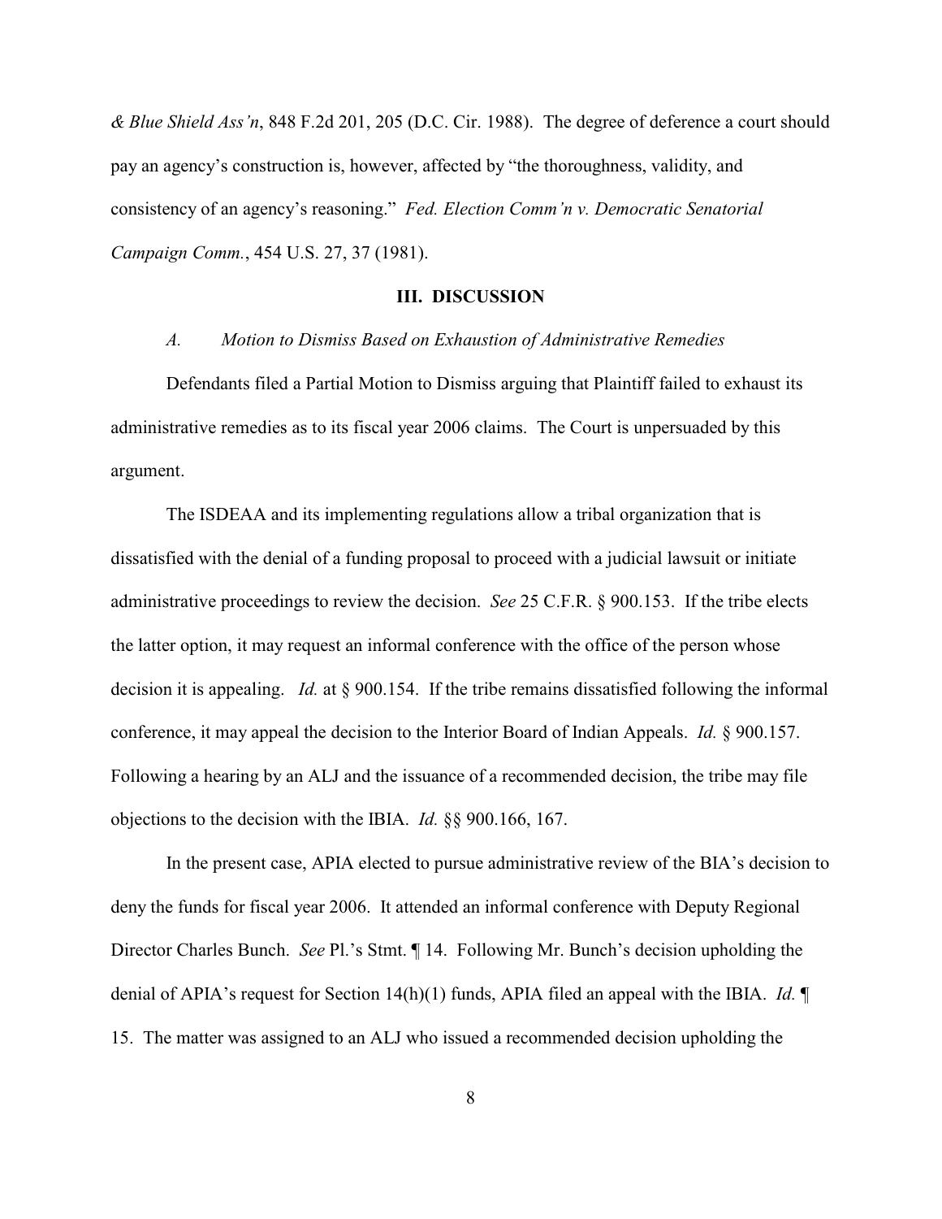*& Blue Shield Ass'n*, 848 F.2d 201, 205 (D.C. Cir. 1988). The degree of deference a court should pay an agency's construction is, however, affected by "the thoroughness, validity, and consistency of an agency's reasoning." *Fed. Election Comm'n v. Democratic Senatorial Campaign Comm.*, 454 U.S. 27, 37 (1981).

## III. DISCUSSION

### *A. Motion to Dismiss Based on Exhaustion of Administrative Remedies*

Defendants filed a Partial Motion to Dismiss arguing that Plaintiff failed to exhaust its administrative remedies as to its fiscal year 2006 claims. The Court is unpersuaded by this argument.

The ISDEAA and its implementing regulations allow a tribal organization that is dissatisfied with the denial of a funding proposal to proceed with a judicial lawsuit or initiate administrative proceedings to review the decision. *See* 25 C.F.R. § 900.153. If the tribe elects the latter option, it may request an informal conference with the office of the person whose decision it is appealing. *Id.* at § 900.154. If the tribe remains dissatisfied following the informal conference, it may appeal the decision to the Interior Board of Indian Appeals. *Id.* § 900.157. Following a hearing by an ALJ and the issuance of a recommended decision, the tribe may file objections to the decision with the IBIA. *Id.* §§ 900.166, 167.

In the present case, APIA elected to pursue administrative review of the BIA's decision to deny the funds for fiscal year 2006. It attended an informal conference with Deputy Regional Director Charles Bunch. *See* Pl.'s Stmt. ¶ 14. Following Mr. Bunch's decision upholding the denial of APIA's request for Section 14(h)(1) funds, APIA filed an appeal with the IBIA. *Id.* ¶ 15. The matter was assigned to an ALJ who issued a recommended decision upholding the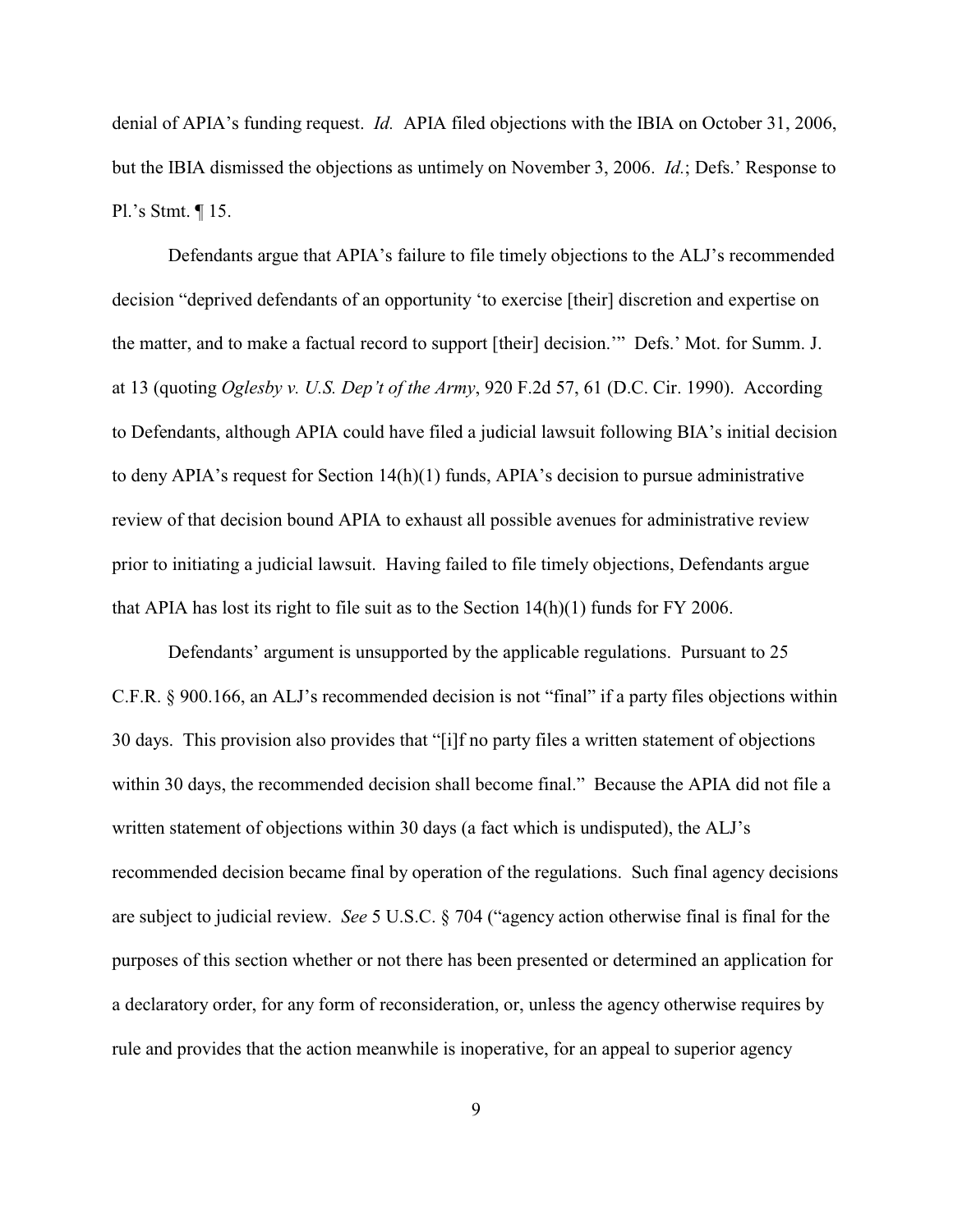denial of APIA's funding request. *Id.* APIA filed objections with the IBIA on October 31, 2006, but the IBIA dismissed the objections as untimely on November 3, 2006. *Id.*; Defs.' Response to Pl.'s Stmt. ¶ 15.

Defendants argue that APIA's failure to file timely objections to the ALJ's recommended decision "deprived defendants of an opportunity 'to exercise [their] discretion and expertise on the matter, and to make a factual record to support [their] decision.'" Defs.' Mot. for Summ. J. at 13 (quoting *Oglesby v. U.S. Dep't of the Army*, 920 F.2d 57, 61 (D.C. Cir. 1990). According to Defendants, although APIA could have filed a judicial lawsuit following BIA's initial decision to deny APIA's request for Section 14(h)(1) funds, APIA's decision to pursue administrative review of that decision bound APIA to exhaust all possible avenues for administrative review prior to initiating a judicial lawsuit. Having failed to file timely objections, Defendants argue that APIA has lost its right to file suit as to the Section 14(h)(1) funds for FY 2006.

Defendants' argument is unsupported by the applicable regulations. Pursuant to 25 C.F.R. § 900.166, an ALJ's recommended decision is not "final" if a party files objections within 30 days. This provision also provides that "[i]f no party files a written statement of objections within 30 days, the recommended decision shall become final." Because the APIA did not file a written statement of objections within 30 days (a fact which is undisputed), the ALJ's recommended decision became final by operation of the regulations. Such final agency decisions are subject to judicial review. *See* 5 U.S.C. § 704 ("agency action otherwise final is final for the purposes of this section whether or not there has been presented or determined an application for a declaratory order, for any form of reconsideration, or, unless the agency otherwise requires by rule and provides that the action meanwhile is inoperative, for an appeal to superior agency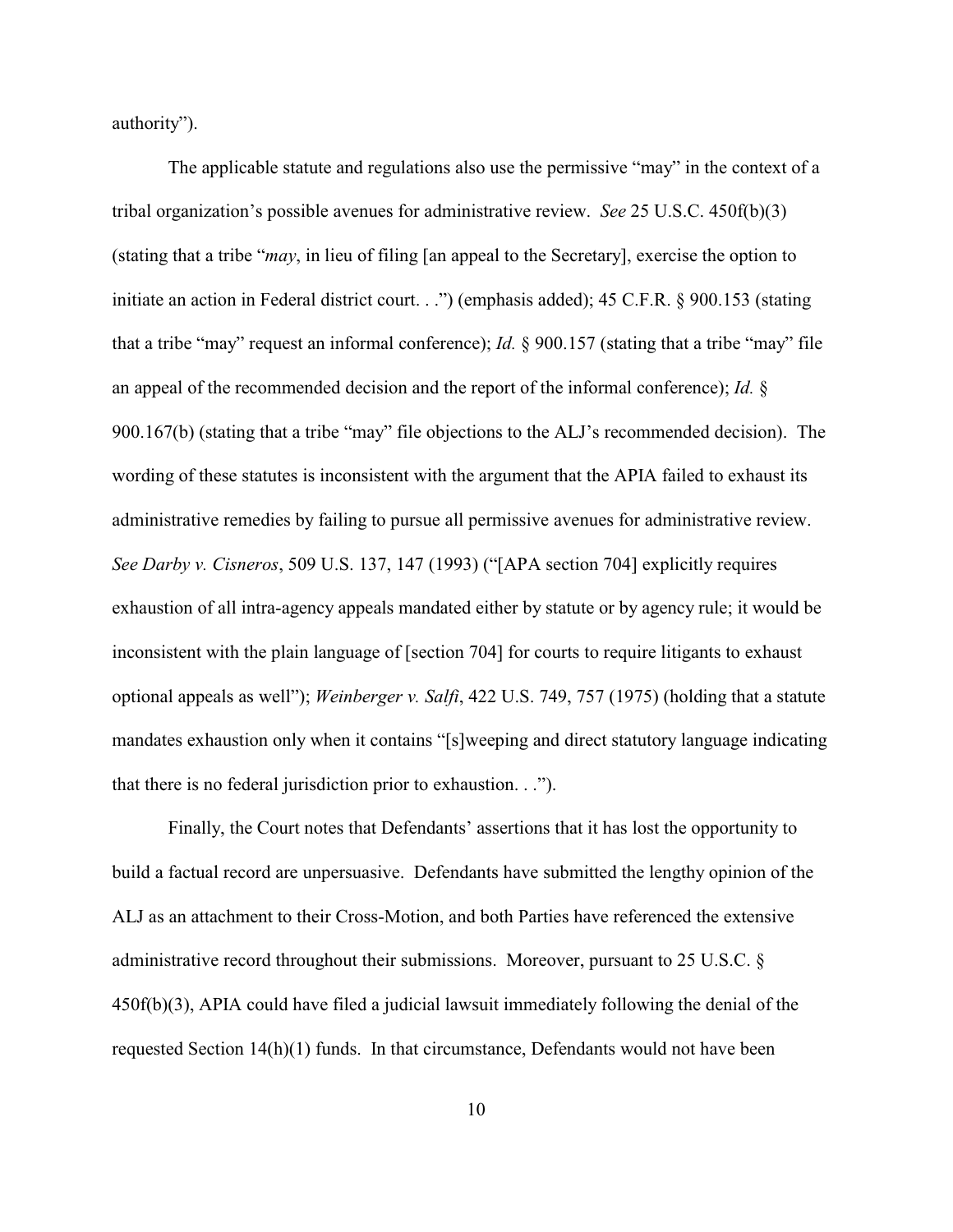authority").

The applicable statute and regulations also use the permissive "may" in the context of a tribal organization's possible avenues for administrative review. *See* 25 U.S.C. 450f(b)(3) (stating that a tribe "*may*, in lieu of filing [an appeal to the Secretary], exercise the option to initiate an action in Federal district court. . .") (emphasis added); 45 C.F.R. § 900.153 (stating that a tribe "may" request an informal conference); *Id.* § 900.157 (stating that a tribe "may" file an appeal of the recommended decision and the report of the informal conference); *Id.* § 900.167(b) (stating that a tribe "may" file objections to the ALJ's recommended decision). The wording of these statutes is inconsistent with the argument that the APIA failed to exhaust its administrative remedies by failing to pursue all permissive avenues for administrative review. *See Darby v. Cisneros*, 509 U.S. 137, 147 (1993) ("[APA section 704] explicitly requires exhaustion of all intra-agency appeals mandated either by statute or by agency rule; it would be inconsistent with the plain language of [section 704] for courts to require litigants to exhaust optional appeals as well"); *Weinberger v. Salfi*, 422 U.S. 749, 757 (1975) (holding that a statute mandates exhaustion only when it contains "[s]weeping and direct statutory language indicating that there is no federal jurisdiction prior to exhaustion. . .").

Finally, the Court notes that Defendants' assertions that it has lost the opportunity to build a factual record are unpersuasive. Defendants have submitted the lengthy opinion of the ALJ as an attachment to their Cross-Motion, and both Parties have referenced the extensive administrative record throughout their submissions. Moreover, pursuant to 25 U.S.C. § 450f(b)(3), APIA could have filed a judicial lawsuit immediately following the denial of the requested Section 14(h)(1) funds. In that circumstance, Defendants would not have been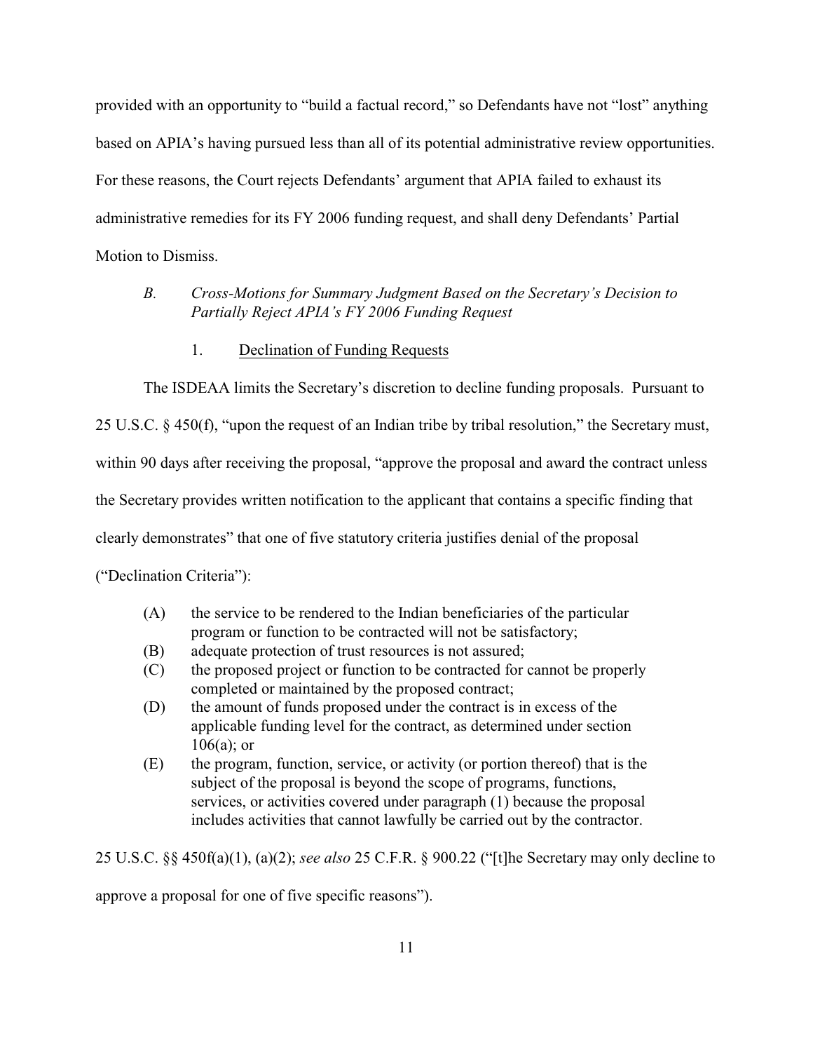provided with an opportunity to "build a factual record," so Defendants have not "lost" anything based on APIA's having pursued less than all of its potential administrative review opportunities. For these reasons, the Court rejects Defendants' argument that APIA failed to exhaust its administrative remedies for its FY 2006 funding request, and shall deny Defendants' Partial Motion to Dismiss.

### *B. Cross-Motions for Summary Judgment Based on the Secretary's Decision to Partially Reject APIA's FY 2006 Funding Request*

#### 1. Declination of Funding Requests

The ISDEAA limits the Secretary's discretion to decline funding proposals. Pursuant to 25 U.S.C. § 450(f), "upon the request of an Indian tribe by tribal resolution," the Secretary must, within 90 days after receiving the proposal, "approve the proposal and award the contract unless the Secretary provides written notification to the applicant that contains a specific finding that clearly demonstrates" that one of five statutory criteria justifies denial of the proposal ("Declination Criteria"):

> (A) the service to be rendered to the Indian beneficiaries of the particular program or function to be contracted will not be satisfactory;
> (B) adequate protection of trust resources is not assured;
> (C) the proposed project or function to be contracted for cannot be properly completed or maintained by the proposed contract;
> (D) the amount of funds proposed under the contract is in excess of the applicable funding level for the contract, as determined under section 106(a); or
> (E) the program, function, service, or activity (or portion thereof) that is the subject of the proposal is beyond the scope of programs, functions, services, or activities covered under paragraph (1) because the proposal includes activities that cannot lawfully be carried out by the contractor.

25 U.S.C. §§ 450f(a)(1), (a)(2); *see also* 25 C.F.R. § 900.22 ("[t]he Secretary may only decline to approve a proposal for one of five specific reasons").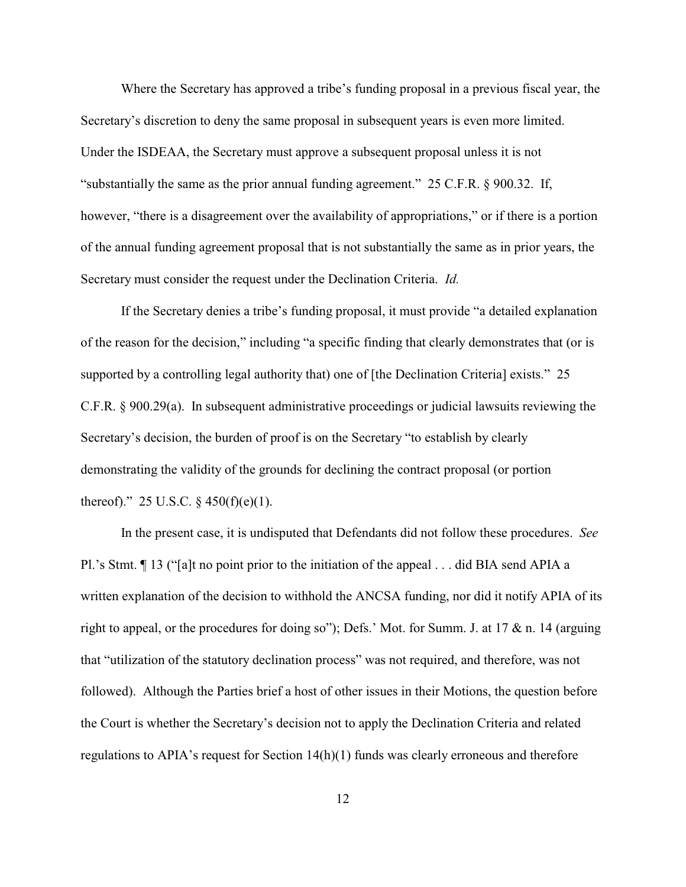Where the Secretary has approved a tribe's funding proposal in a previous fiscal year, the Secretary's discretion to deny the same proposal in subsequent years is even more limited. Under the ISDEAA, the Secretary must approve a subsequent proposal unless it is not "substantially the same as the prior annual funding agreement." 25 C.F.R. § 900.32. If, however, "there is a disagreement over the availability of appropriations," or if there is a portion of the annual funding agreement proposal that is not substantially the same as in prior years, the Secretary must consider the request under the Declination Criteria. *Id.*

If the Secretary denies a tribe's funding proposal, it must provide "a detailed explanation of the reason for the decision," including "a specific finding that clearly demonstrates that (or is supported by a controlling legal authority that) one of [the Declination Criteria] exists." 25 C.F.R. § 900.29(a). In subsequent administrative proceedings or judicial lawsuits reviewing the Secretary's decision, the burden of proof is on the Secretary "to establish by clearly demonstrating the validity of the grounds for declining the contract proposal (or portion thereof)." 25 U.S.C. § 450(f)(e)(1).

In the present case, it is undisputed that Defendants did not follow these procedures. *See* Pl.'s Stmt. ¶ 13 ("[a]t no point prior to the initiation of the appeal . . . did BIA send APIA a written explanation of the decision to withhold the ANCSA funding, nor did it notify APIA of its right to appeal, or the procedures for doing so"); Defs.' Mot. for Summ. J. at 17 & n. 14 (arguing that "utilization of the statutory declination process" was not required, and therefore, was not followed). Although the Parties brief a host of other issues in their Motions, the question before the Court is whether the Secretary's decision not to apply the Declination Criteria and related regulations to APIA's request for Section 14(h)(1) funds was clearly erroneous and therefore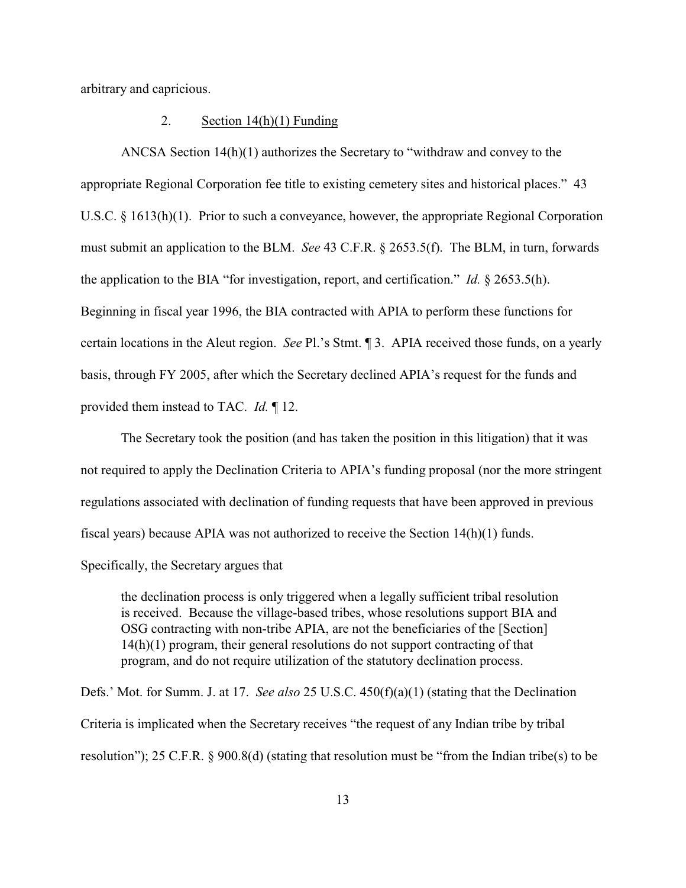arbitrary and capricious.

2. Section 14(h)(1) Funding

ANCSA Section 14(h)(1) authorizes the Secretary to "withdraw and convey to the appropriate Regional Corporation fee title to existing cemetery sites and historical places." 43 U.S.C. § 1613(h)(1). Prior to such a conveyance, however, the appropriate Regional Corporation must submit an application to the BLM. *See* 43 C.F.R. § 2653.5(f). The BLM, in turn, forwards the application to the BIA "for investigation, report, and certification." *Id.* § 2653.5(h). Beginning in fiscal year 1996, the BIA contracted with APIA to perform these functions for certain locations in the Aleut region. *See* Pl.'s Stmt. ¶ 3. APIA received those funds, on a yearly basis, through FY 2005, after which the Secretary declined APIA's request for the funds and provided them instead to TAC. *Id.* ¶ 12.

The Secretary took the position (and has taken the position in this litigation) that it was not required to apply the Declination Criteria to APIA's funding proposal (nor the more stringent regulations associated with declination of funding requests that have been approved in previous fiscal years) because APIA was not authorized to receive the Section 14(h)(1) funds. Specifically, the Secretary argues that

> the declination process is only triggered when a legally sufficient tribal resolution is received. Because the village-based tribes, whose resolutions support BIA and OSG contracting with non-tribe APIA, are not the beneficiaries of the [Section] 14(h)(1) program, their general resolutions do not support contracting of that program, and do not require utilization of the statutory declination process.

Defs.' Mot. for Summ. J. at 17. *See also* 25 U.S.C. 450(f)(a)(1) (stating that the Declination Criteria is implicated when the Secretary receives "the request of any Indian tribe by tribal resolution"); 25 C.F.R. § 900.8(d) (stating that resolution must be "from the Indian tribe(s) to be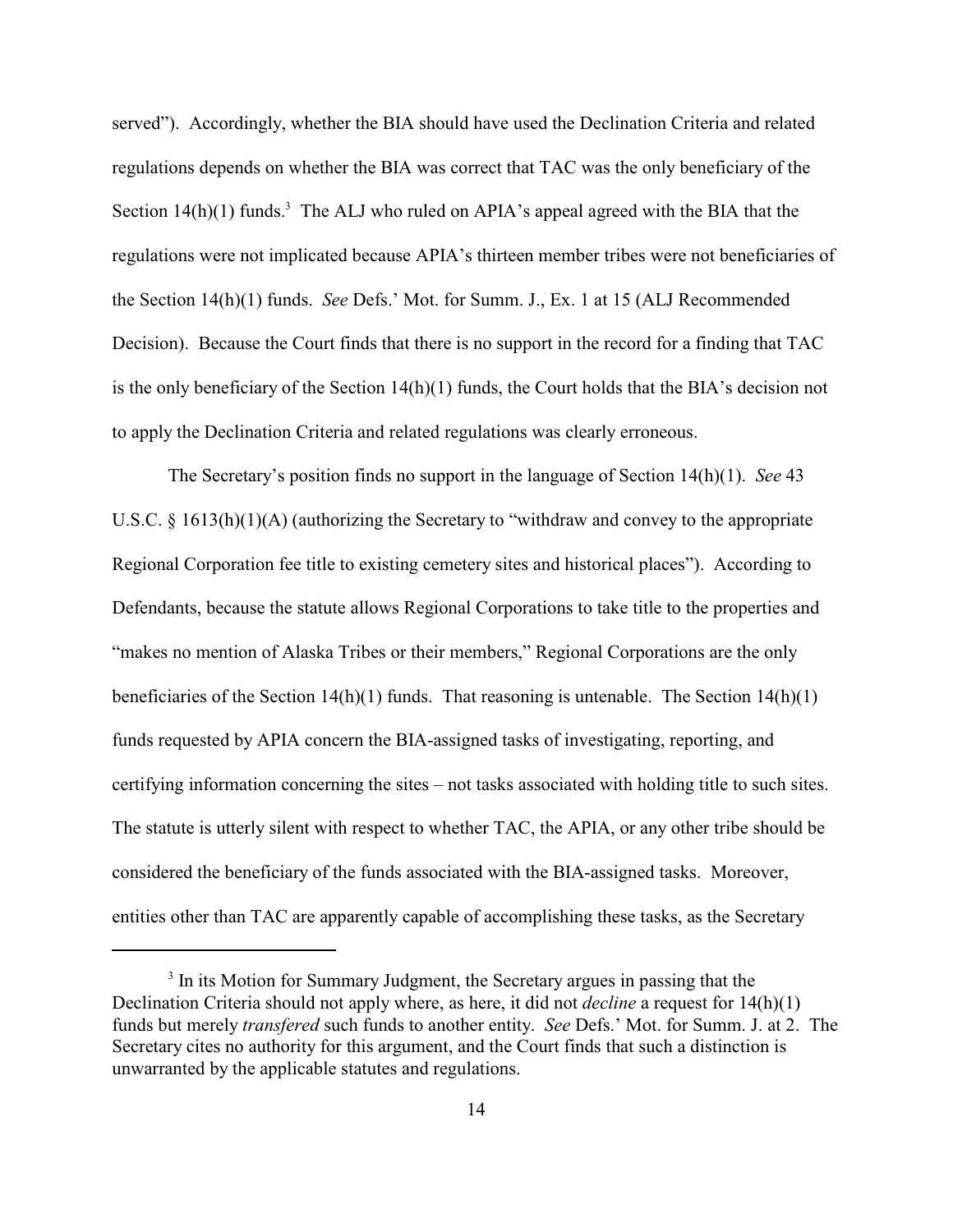served"). Accordingly, whether the BIA should have used the Declination Criteria and related regulations depends on whether the BIA was correct that TAC was the only beneficiary of the Section 14(h)(1) funds.[3] The ALJ who ruled on APIA's appeal agreed with the BIA that the regulations were not implicated because APIA's thirteen member tribes were not beneficiaries of the Section 14(h)(1) funds. *See* Defs.' Mot. for Summ. J., Ex. 1 at 15 (ALJ Recommended Decision). Because the Court finds that there is no support in the record for a finding that TAC is the only beneficiary of the Section 14(h)(1) funds, the Court holds that the BIA's decision not to apply the Declination Criteria and related regulations was clearly erroneous.

The Secretary's position finds no support in the language of Section 14(h)(1). *See* 43 U.S.C. § 1613(h)(1)(A) (authorizing the Secretary to "withdraw and convey to the appropriate Regional Corporation fee title to existing cemetery sites and historical places"). According to Defendants, because the statute allows Regional Corporations to take title to the properties and "makes no mention of Alaska Tribes or their members," Regional Corporations are the only beneficiaries of the Section 14(h)(1) funds. That reasoning is untenable. The Section 14(h)(1) funds requested by APIA concern the BIA-assigned tasks of investigating, reporting, and certifying information concerning the sites – not tasks associated with holding title to such sites. The statute is utterly silent with respect to whether TAC, the APIA, or any other tribe should be considered the beneficiary of the funds associated with the BIA-assigned tasks. Moreover, entities other than TAC are apparently capable of accomplishing these tasks, as the Secretary

---

[3] In its Motion for Summary Judgment, the Secretary argues in passing that the Declination Criteria should not apply where, as here, it did not *decline* a request for 14(h)(1) funds but merely *transfered* such funds to another entity. *See* Defs.' Mot. for Summ. J. at 2. The Secretary cites no authority for this argument, and the Court finds that such a distinction is unwarranted by the applicable statutes and regulations.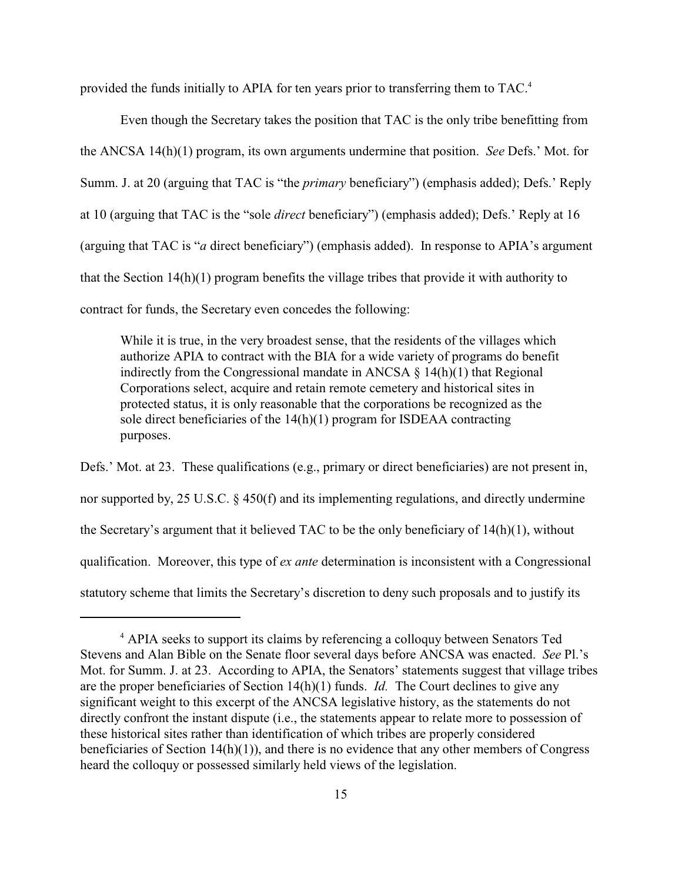provided the funds initially to APIA for ten years prior to transferring them to TAC.[4]

Even though the Secretary takes the position that TAC is the only tribe benefitting from the ANCSA 14(h)(1) program, its own arguments undermine that position. *See* Defs.' Mot. for Summ. J. at 20 (arguing that TAC is "the *primary* beneficiary") (emphasis added); Defs.' Reply at 10 (arguing that TAC is the "sole *direct* beneficiary") (emphasis added); Defs.' Reply at 16 (arguing that TAC is "*a* direct beneficiary") (emphasis added). In response to APIA's argument that the Section 14(h)(1) program benefits the village tribes that provide it with authority to contract for funds, the Secretary even concedes the following:

> While it is true, in the very broadest sense, that the residents of the villages which authorize APIA to contract with the BIA for a wide variety of programs do benefit indirectly from the Congressional mandate in ANCSA § 14(h)(1) that Regional Corporations select, acquire and retain remote cemetery and historical sites in protected status, it is only reasonable that the corporations be recognized as the sole direct beneficiaries of the 14(h)(1) program for ISDEAA contracting purposes.

Defs.' Mot. at 23. These qualifications (e.g., primary or direct beneficiaries) are not present in, nor supported by, 25 U.S.C. § 450(f) and its implementing regulations, and directly undermine the Secretary's argument that it believed TAC to be the only beneficiary of 14(h)(1), without qualification. Moreover, this type of *ex ante* determination is inconsistent with a Congressional statutory scheme that limits the Secretary's discretion to deny such proposals and to justify its

---

[4] APIA seeks to support its claims by referencing a colloquy between Senators Ted Stevens and Alan Bible on the Senate floor several days before ANCSA was enacted. *See* Pl.'s Mot. for Summ. J. at 23. According to APIA, the Senators' statements suggest that village tribes are the proper beneficiaries of Section 14(h)(1) funds. *Id.* The Court declines to give any significant weight to this excerpt of the ANCSA legislative history, as the statements do not directly confront the instant dispute (i.e., the statements appear to relate more to possession of these historical sites rather than identification of which tribes are properly considered beneficiaries of Section 14(h)(1)), and there is no evidence that any other members of Congress heard the colloquy or possessed similarly held views of the legislation.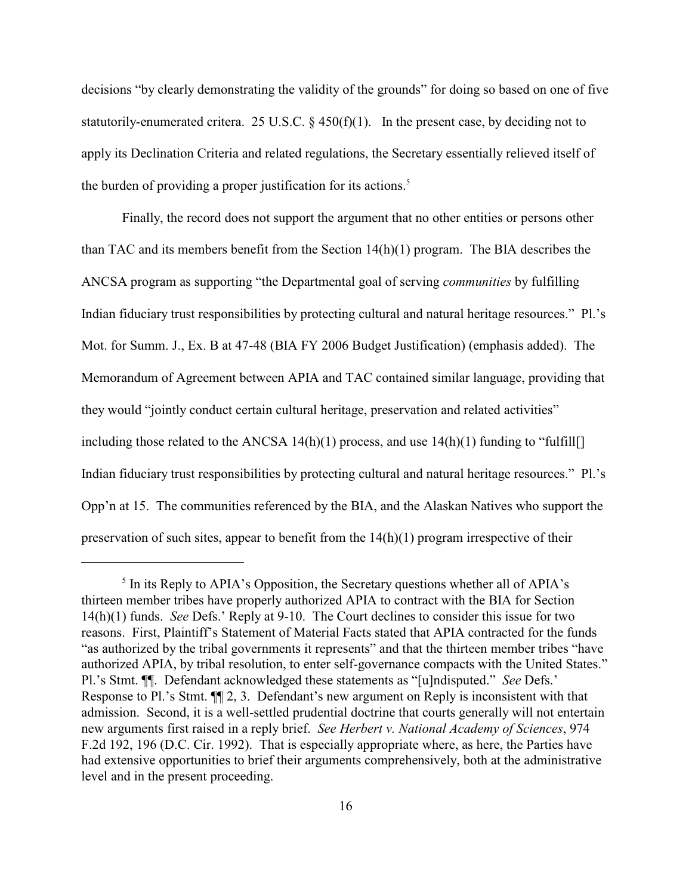decisions "by clearly demonstrating the validity of the grounds" for doing so based on one of five statutorily-enumerated critera. 25 U.S.C. § 450(f)(1). In the present case, by deciding not to apply its Declination Criteria and related regulations, the Secretary essentially relieved itself of the burden of providing a proper justification for its actions.[5]

Finally, the record does not support the argument that no other entities or persons other than TAC and its members benefit from the Section 14(h)(1) program. The BIA describes the ANCSA program as supporting "the Departmental goal of serving *communities* by fulfilling Indian fiduciary trust responsibilities by protecting cultural and natural heritage resources." Pl.'s Mot. for Summ. J., Ex. B at 47-48 (BIA FY 2006 Budget Justification) (emphasis added). The Memorandum of Agreement between APIA and TAC contained similar language, providing that they would "jointly conduct certain cultural heritage, preservation and related activities" including those related to the ANCSA 14(h)(1) process, and use 14(h)(1) funding to "fulfill[] Indian fiduciary trust responsibilities by protecting cultural and natural heritage resources." Pl.'s Opp'n at 15. The communities referenced by the BIA, and the Alaskan Natives who support the preservation of such sites, appear to benefit from the 14(h)(1) program irrespective of their

---

[5] In its Reply to APIA's Opposition, the Secretary questions whether all of APIA's thirteen member tribes have properly authorized APIA to contract with the BIA for Section 14(h)(1) funds. *See* Defs.' Reply at 9-10. The Court declines to consider this issue for two reasons. First, Plaintiff's Statement of Material Facts stated that APIA contracted for the funds "as authorized by the tribal governments it represents" and that the thirteen member tribes "have authorized APIA, by tribal resolution, to enter self-governance compacts with the United States." Pl.'s Stmt. ¶¶. Defendant acknowledged these statements as "[u]ndisputed." *See* Defs.' Response to Pl.'s Stmt. ¶¶ 2, 3. Defendant's new argument on Reply is inconsistent with that admission. Second, it is a well-settled prudential doctrine that courts generally will not entertain new arguments first raised in a reply brief. *See Herbert v. National Academy of Sciences*, 974 F.2d 192, 196 (D.C. Cir. 1992). That is especially appropriate where, as here, the Parties have had extensive opportunities to brief their arguments comprehensively, both at the administrative level and in the present proceeding.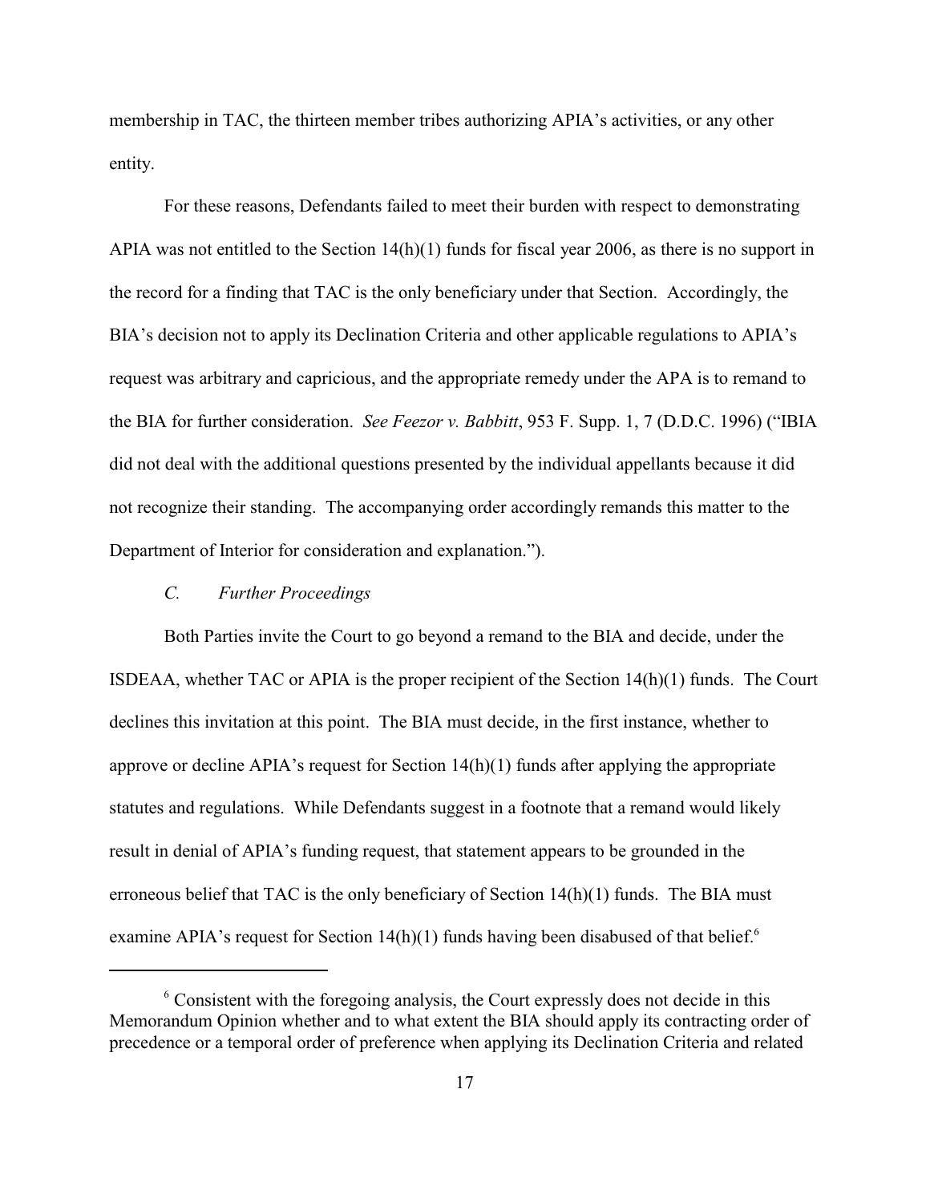membership in TAC, the thirteen member tribes authorizing APIA's activities, or any other entity.

For these reasons, Defendants failed to meet their burden with respect to demonstrating APIA was not entitled to the Section 14(h)(1) funds for fiscal year 2006, as there is no support in the record for a finding that TAC is the only beneficiary under that Section. Accordingly, the BIA's decision not to apply its Declination Criteria and other applicable regulations to APIA's request was arbitrary and capricious, and the appropriate remedy under the APA is to remand to the BIA for further consideration. *See Feezor v. Babbitt*, 953 F. Supp. 1, 7 (D.D.C. 1996) ("IBIA did not deal with the additional questions presented by the individual appellants because it did not recognize their standing. The accompanying order accordingly remands this matter to the Department of Interior for consideration and explanation.").

### *C. Further Proceedings*

Both Parties invite the Court to go beyond a remand to the BIA and decide, under the ISDEAA, whether TAC or APIA is the proper recipient of the Section 14(h)(1) funds. The Court declines this invitation at this point. The BIA must decide, in the first instance, whether to approve or decline APIA's request for Section 14(h)(1) funds after applying the appropriate statutes and regulations. While Defendants suggest in a footnote that a remand would likely result in denial of APIA's funding request, that statement appears to be grounded in the erroneous belief that TAC is the only beneficiary of Section 14(h)(1) funds. The BIA must examine APIA's request for Section 14(h)(1) funds having been disabused of that belief.[6]

---

[6] Consistent with the foregoing analysis, the Court expressly does not decide in this Memorandum Opinion whether and to what extent the BIA should apply its contracting order of precedence or a temporal order of preference when applying its Declination Criteria and related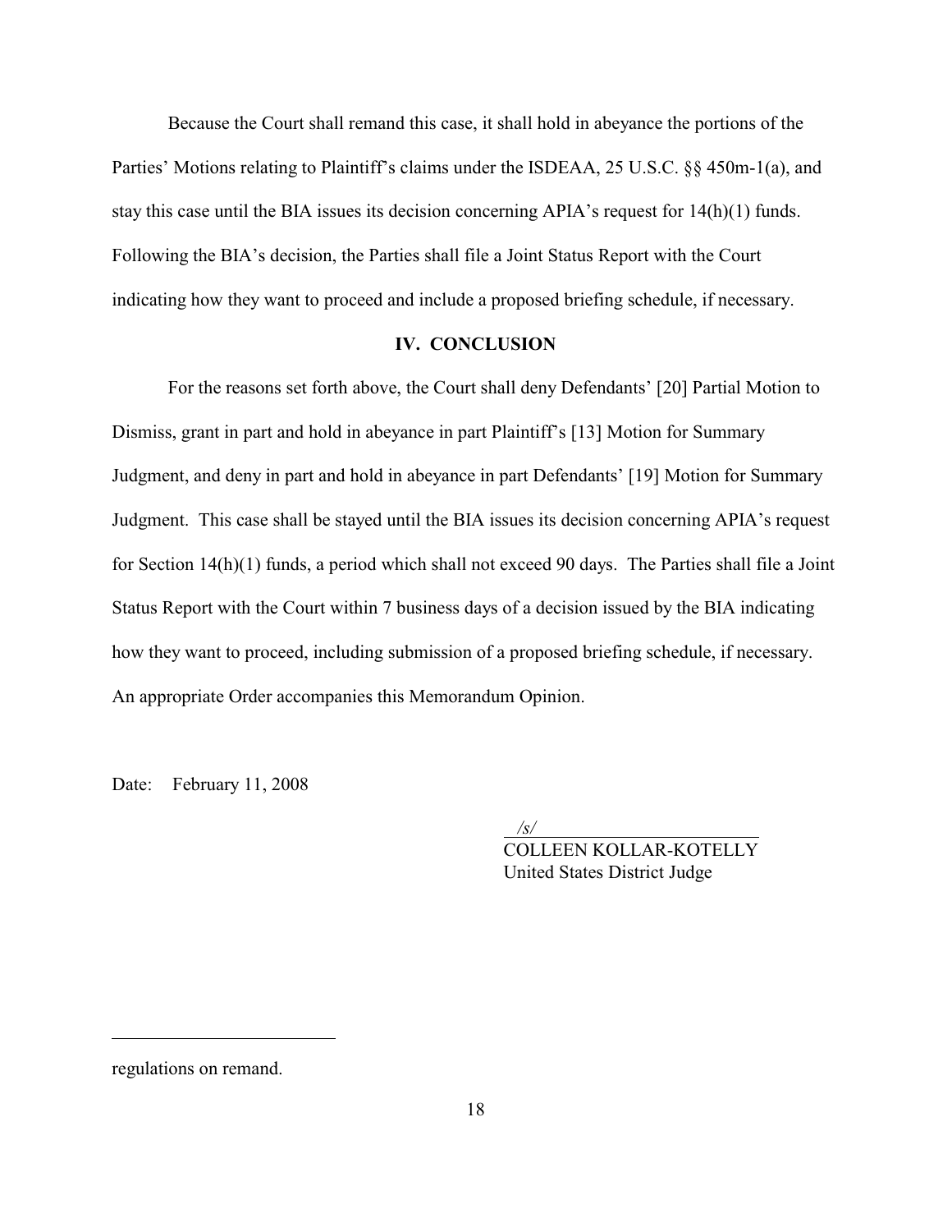Because the Court shall remand this case, it shall hold in abeyance the portions of the Parties' Motions relating to Plaintiff's claims under the ISDEAA, 25 U.S.C. §§ 450m-1(a), and stay this case until the BIA issues its decision concerning APIA's request for 14(h)(1) funds. Following the BIA's decision, the Parties shall file a Joint Status Report with the Court indicating how they want to proceed and include a proposed briefing schedule, if necessary.

## IV. CONCLUSION

For the reasons set forth above, the Court shall deny Defendants' [20] Partial Motion to Dismiss, grant in part and hold in abeyance in part Plaintiff's [13] Motion for Summary Judgment, and deny in part and hold in abeyance in part Defendants' [19] Motion for Summary Judgment. This case shall be stayed until the BIA issues its decision concerning APIA's request for Section 14(h)(1) funds, a period which shall not exceed 90 days. The Parties shall file a Joint Status Report with the Court within 7 business days of a decision issued by the BIA indicating how they want to proceed, including submission of a proposed briefing schedule, if necessary. An appropriate Order accompanies this Memorandum Opinion.

Date: February 11, 2008

*/s/*
COLLEEN KOLLAR-KOTELLY
United States District Judge

---

regulations on remand.